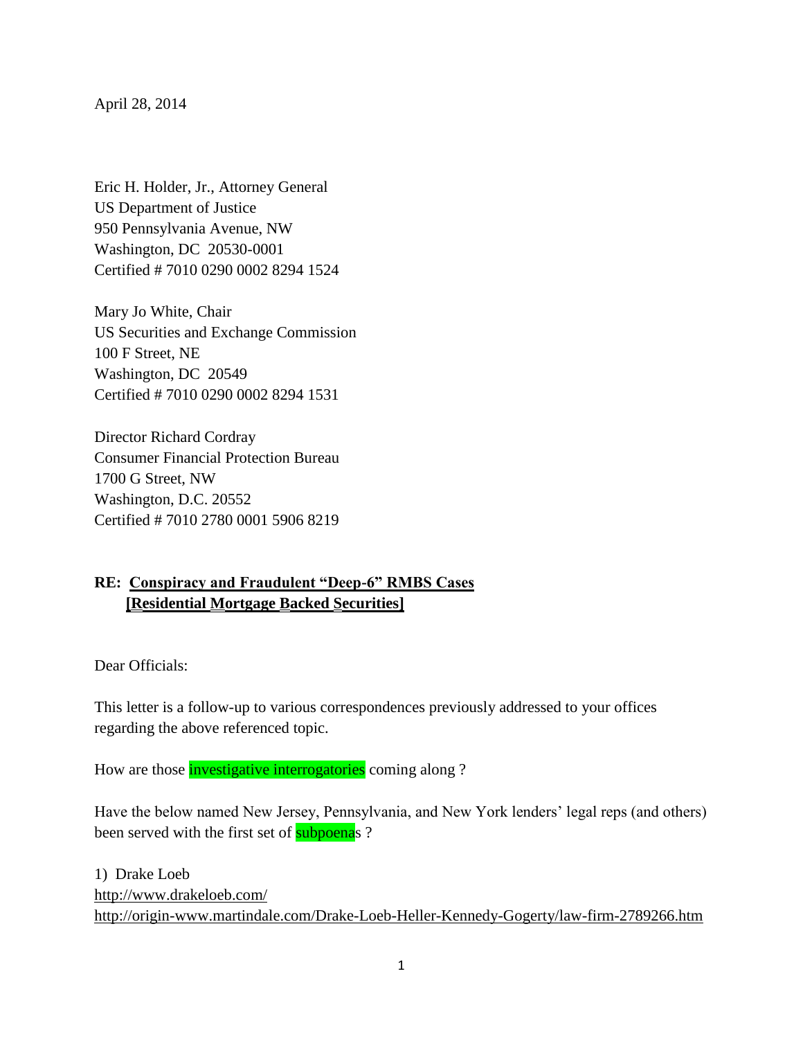April 28, 2014

Eric H. Holder, Jr., Attorney General
US Department of Justice
950 Pennsylvania Avenue, NW
Washington, DC 20530-0001
Certified # 7010 0290 0002 8294 1524

Mary Jo White, Chair
US Securities and Exchange Commission
100 F Street, NE
Washington, DC 20549
Certified # 7010 0290 0002 8294 1531

Director Richard Cordray
Consumer Financial Protection Bureau
1700 G Street, NW
Washington, D.C. 20552
Certified # 7010 2780 0001 5906 8219

**RE: <u>Conspiracy and Fraudulent "Deep-6" RMBS Cases</u>**
**<u>[Residential Mortgage Backed Securities]</u>**

Dear Officials:

This letter is a follow-up to various correspondences previously addressed to your offices regarding the above referenced topic.

How are those investigative interrogatories coming along ?

Have the below named New Jersey, Pennsylvania, and New York lenders' legal reps (and others) been served with the first set of subpoenas ?

1) Drake Loeb
http://www.drakeloeb.com/
http://origin-www.martindale.com/Drake-Loeb-Heller-Kennedy-Gogerty/law-firm-2789266.htm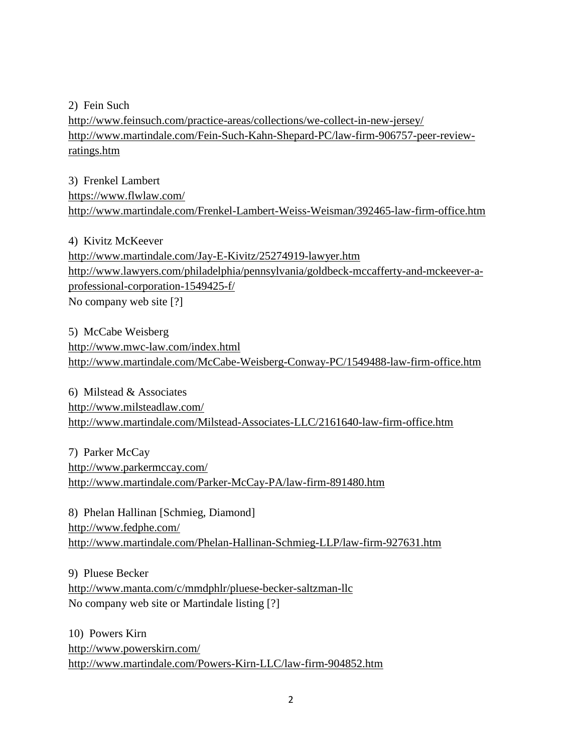2) Fein Such
http://www.feinsuch.com/practice-areas/collections/we-collect-in-new-jersey/
http://www.martindale.com/Fein-Such-Kahn-Shepard-PC/law-firm-906757-peer-review-ratings.htm

3) Frenkel Lambert
https://www.flwlaw.com/
http://www.martindale.com/Frenkel-Lambert-Weiss-Weisman/392465-law-firm-office.htm

4) Kivitz McKeever
http://www.martindale.com/Jay-E-Kivitz/25274919-lawyer.htm
http://www.lawyers.com/philadelphia/pennsylvania/goldbeck-mccafferty-and-mckeever-a-professional-corporation-1549425-f/
No company web site [?]

5) McCabe Weisberg
http://www.mwc-law.com/index.html
http://www.martindale.com/McCabe-Weisberg-Conway-PC/1549488-law-firm-office.htm

6) Milstead & Associates
http://www.milsteadlaw.com/
http://www.martindale.com/Milstead-Associates-LLC/2161640-law-firm-office.htm

7) Parker McCay
http://www.parkermccay.com/
http://www.martindale.com/Parker-McCay-PA/law-firm-891480.htm

8) Phelan Hallinan [Schmieg, Diamond]
http://www.fedphe.com/
http://www.martindale.com/Phelan-Hallinan-Schmieg-LLP/law-firm-927631.htm

9) Pluese Becker
http://www.manta.com/c/mmdphlr/pluese-becker-saltzman-llc
No company web site or Martindale listing [?]

10) Powers Kirn
http://www.powerskirn.com/
http://www.martindale.com/Powers-Kirn-LLC/law-firm-904852.htm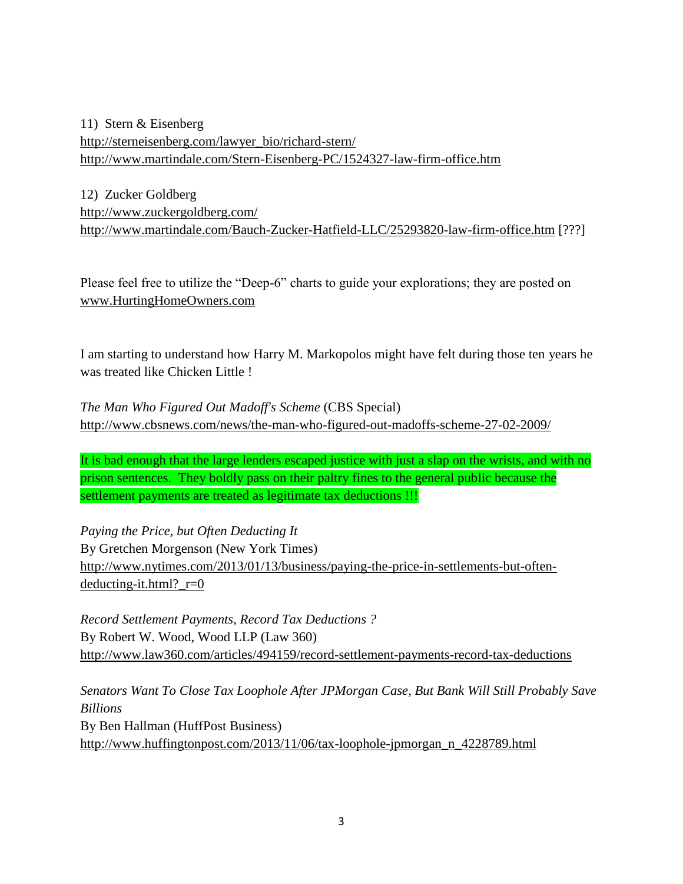11) Stern & Eisenberg
http://sterneisenberg.com/lawyer_bio/richard-stern/
http://www.martindale.com/Stern-Eisenberg-PC/1524327-law-firm-office.htm

12) Zucker Goldberg
http://www.zuckergoldberg.com/
http://www.martindale.com/Bauch-Zucker-Hatfield-LLC/25293820-law-firm-office.htm [???]

Please feel free to utilize the "Deep-6" charts to guide your explorations; they are posted on www.HurtingHomeOwners.com

I am starting to understand how Harry M. Markopolos might have felt during those ten years he was treated like Chicken Little !

*The Man Who Figured Out Madoff's Scheme* (CBS Special)
http://www.cbsnews.com/news/the-man-who-figured-out-madoffs-scheme-27-02-2009/

It is bad enough that the large lenders escaped justice with just a slap on the wrists, and with no prison sentences. They boldly pass on their paltry fines to the general public because the settlement payments are treated as legitimate tax deductions !!!

*Paying the Price, but Often Deducting It*
By Gretchen Morgenson (New York Times)
http://www.nytimes.com/2013/01/13/business/paying-the-price-in-settlements-but-often-deducting-it.html?_r=0

*Record Settlement Payments, Record Tax Deductions ?*
By Robert W. Wood, Wood LLP (Law 360)
http://www.law360.com/articles/494159/record-settlement-payments-record-tax-deductions

*Senators Want To Close Tax Loophole After JPMorgan Case, But Bank Will Still Probably Save Billions*
By Ben Hallman (HuffPost Business)
http://www.huffingtonpost.com/2013/11/06/tax-loophole-jpmorgan_n_4228789.html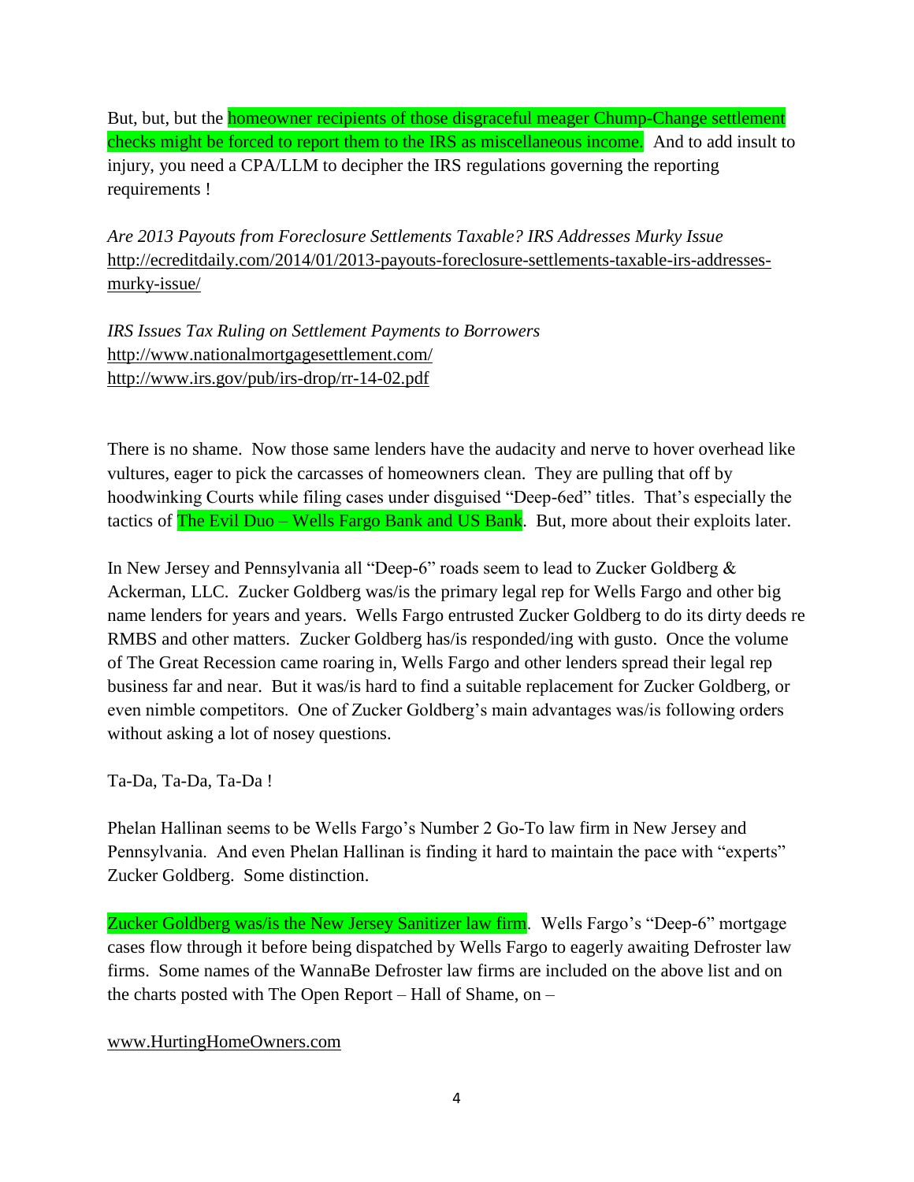But, but, but the homeowner recipients of those disgraceful meager Chump-Change settlement checks might be forced to report them to the IRS as miscellaneous income. And to add insult to injury, you need a CPA/LLM to decipher the IRS regulations governing the reporting requirements !

*Are 2013 Payouts from Foreclosure Settlements Taxable? IRS Addresses Murky Issue*
http://ecreditdaily.com/2014/01/2013-payouts-foreclosure-settlements-taxable-irs-addresses-murky-issue/

*IRS Issues Tax Ruling on Settlement Payments to Borrowers*
http://www.nationalmortgagesettlement.com/
http://www.irs.gov/pub/irs-drop/rr-14-02.pdf

There is no shame. Now those same lenders have the audacity and nerve to hover overhead like vultures, eager to pick the carcasses of homeowners clean. They are pulling that off by hoodwinking Courts while filing cases under disguised "Deep-6ed" titles. That's especially the tactics of The Evil Duo – Wells Fargo Bank and US Bank. But, more about their exploits later.

In New Jersey and Pennsylvania all "Deep-6" roads seem to lead to Zucker Goldberg & Ackerman, LLC. Zucker Goldberg was/is the primary legal rep for Wells Fargo and other big name lenders for years and years. Wells Fargo entrusted Zucker Goldberg to do its dirty deeds re RMBS and other matters. Zucker Goldberg has/is responded/ing with gusto. Once the volume of The Great Recession came roaring in, Wells Fargo and other lenders spread their legal rep business far and near. But it was/is hard to find a suitable replacement for Zucker Goldberg, or even nimble competitors. One of Zucker Goldberg's main advantages was/is following orders without asking a lot of nosey questions.

Ta-Da, Ta-Da, Ta-Da !

Phelan Hallinan seems to be Wells Fargo's Number 2 Go-To law firm in New Jersey and Pennsylvania. And even Phelan Hallinan is finding it hard to maintain the pace with "experts" Zucker Goldberg. Some distinction.

Zucker Goldberg was/is the New Jersey Sanitizer law firm. Wells Fargo's "Deep-6" mortgage cases flow through it before being dispatched by Wells Fargo to eagerly awaiting Defroster law firms. Some names of the WannaBe Defroster law firms are included on the above list and on the charts posted with The Open Report – Hall of Shame, on –

www.HurtingHomeOwners.com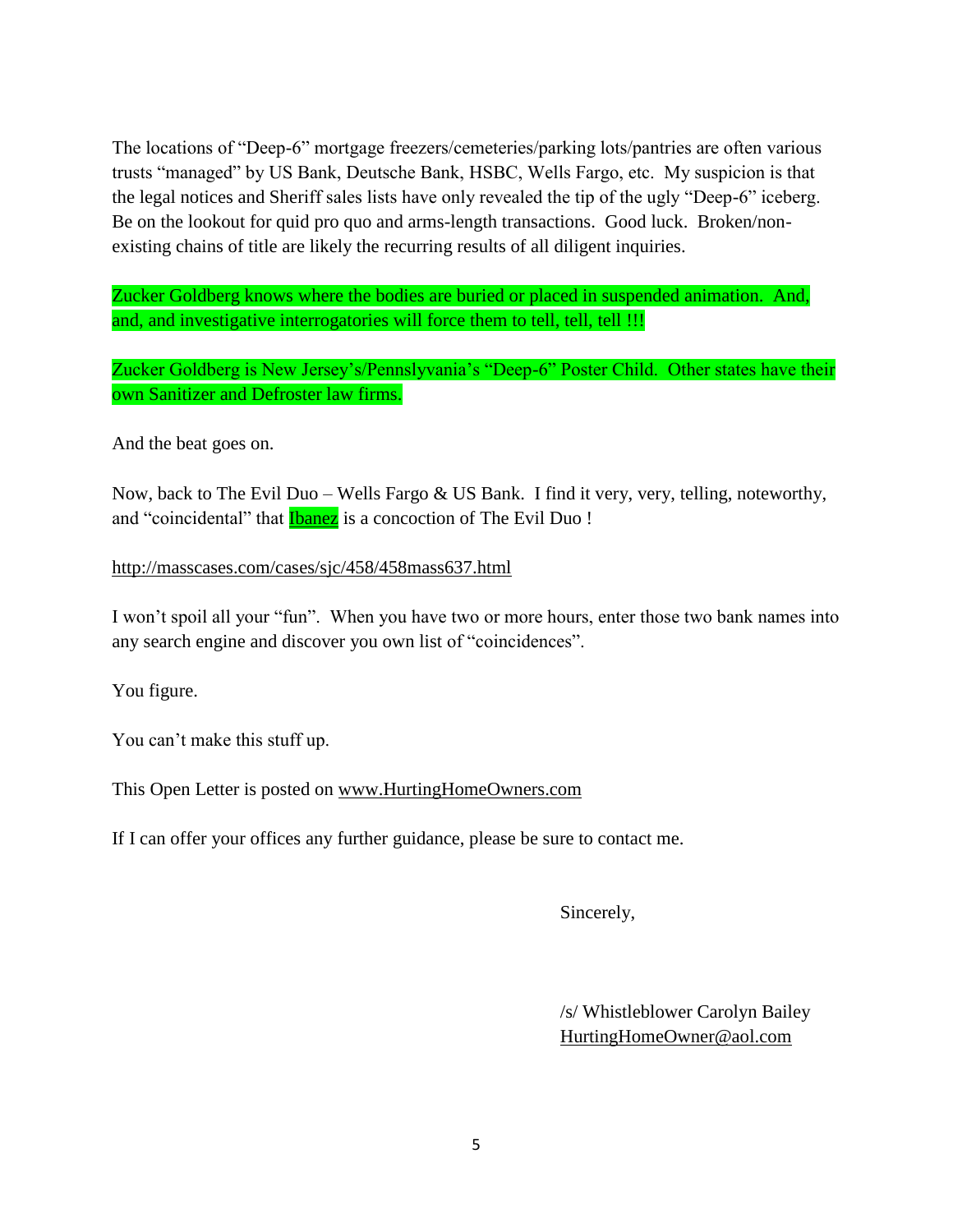The locations of "Deep-6" mortgage freezers/cemeteries/parking lots/pantries are often various trusts "managed" by US Bank, Deutsche Bank, HSBC, Wells Fargo, etc. My suspicion is that the legal notices and Sheriff sales lists have only revealed the tip of the ugly "Deep-6" iceberg. Be on the lookout for quid pro quo and arms-length transactions. Good luck. Broken/non-existing chains of title are likely the recurring results of all diligent inquiries.

Zucker Goldberg knows where the bodies are buried or placed in suspended animation. And, and, and investigative interrogatories will force them to tell, tell, tell !!!

Zucker Goldberg is New Jersey's/Pennslyvania's "Deep-6" Poster Child. Other states have their own Sanitizer and Defroster law firms.

And the beat goes on.

Now, back to The Evil Duo – Wells Fargo & US Bank. I find it very, very, telling, noteworthy, and "coincidental" that Ibanez is a concoction of The Evil Duo !

http://masscases.com/cases/sjc/458/458mass637.html

I won't spoil all your "fun". When you have two or more hours, enter those two bank names into any search engine and discover you own list of "coincidences".

You figure.

You can't make this stuff up.

This Open Letter is posted on www.HurtingHomeOwners.com

If I can offer your offices any further guidance, please be sure to contact me.

Sincerely,

/s/ Whistleblower Carolyn Bailey
HurtingHomeOwner@aol.com